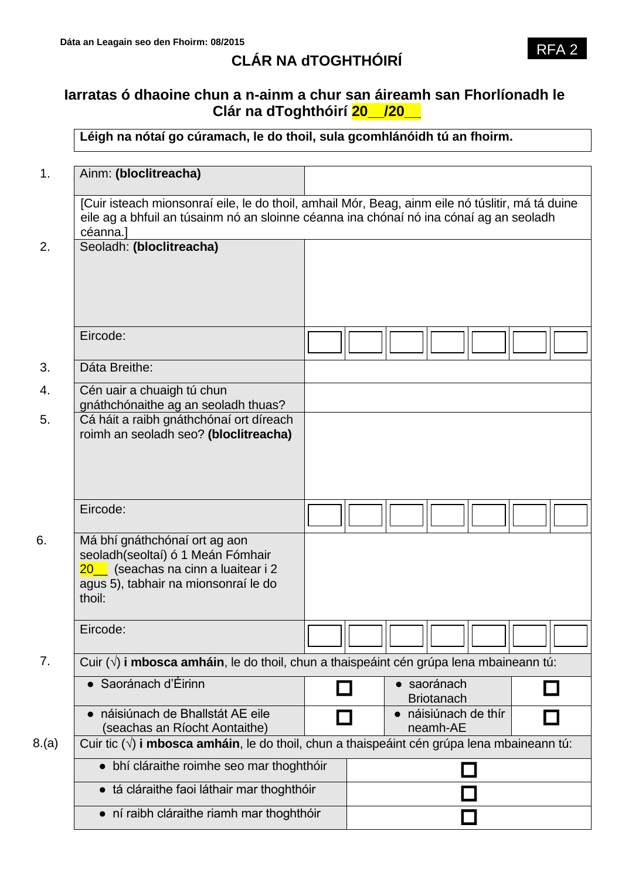Dáta an Leagain seo den Fhoirm: 08/2015

RFA 2

# CLÁR NA dTOGHTHÓIRÍ

## Iarratas ó dhaoine chun a n-ainm a chur san áireamh san Fhorlíonadh le Clár na dToghthóirí 20__/20__

**Léigh na nótaí go cúramach, le do thoil, sula gcomhlánóidh tú an fhoirm.**

| | | |
|---|---|---|
| 1. | Ainm: **(bloclitreacha)** | |
| | [Cuir isteach mionsonraí eile, le do thoil, amhail Mór, Beag, ainm eile nó túslitir, má tá duine eile ag a bhfuil an túsainm nó an sloinne céanna ina chónaí nó ina cónaí ag an seoladh céanna.] | |
| 2. | Seoladh: **(bloclitreacha)** | |
| | Eircode: | ☐ ☐ ☐ ☐ ☐ ☐ ☐ |
| 3. | Dáta Breithe: | |
| 4. | Cén uair a chuaigh tú chun gnáthchónaithe ag an seoladh thuas? | |
| 5. | Cá háit a raibh gnáthchónaí ort díreach roimh an seoladh seo? **(bloclitreacha)** | |
| | Eircode: | ☐ ☐ ☐ ☐ ☐ ☐ ☐ |
| 6. | Má bhí gnáthchónaí ort ag aon seoladh(seoltaí) ó 1 Meán Fómhair 20__ (seachas na cinn a luaitear i 2 agus 5), tabhair na mionsonraí le do thoil: | |
| | Eircode: | ☐ ☐ ☐ ☐ ☐ ☐ ☐ |

7. Cuir (√) **i mbosca amháin**, le do thoil, chun a thaispeáint cén grúpa lena mbaineann tú:

| | | | |
|---|---|---|---|
| • Saoránach d'Éirinn | ☐ | • saoránach Briotanach | ☐ |
| • náisiúnach de Bhallstát AE eile (seachas an Ríocht Aontaithe) | ☐ | • náisiúnach de thír neamh-AE | ☐ |

8.(a) Cuir tic (√) **i mbosca amháin**, le do thoil, chun a thaispeáint cén grúpa lena mbaineann tú:

| | |
|---|---|
| • bhí cláraithe roimhe seo mar thoghthóir | ☐ |
| • tá cláraithe faoi láthair mar thoghthóir | ☐ |
| • ní raibh cláraithe riamh mar thoghthóir | ☐ |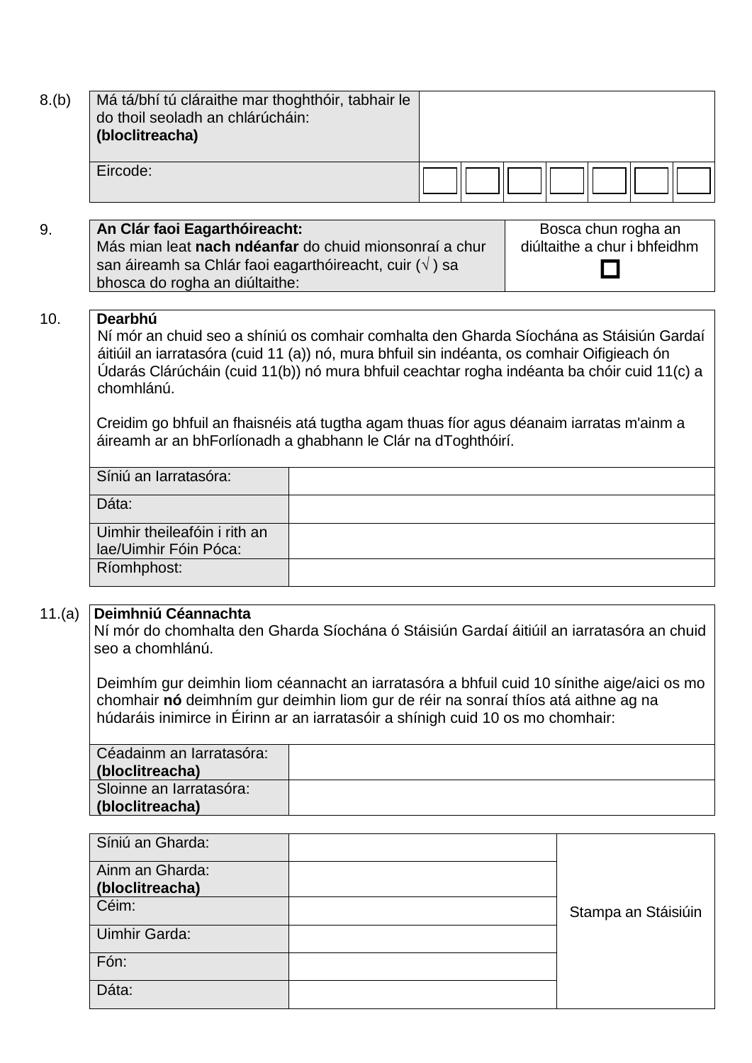8.(b)

| Má tá/bhí tú cláraithe mar thoghthóir, tabhair le do thoil seoladh an chlárúcháin: **(bloclitreacha)** | | | | | | | |
|---|---|---|---|---|---|---|---|
| Eircode: | ☐ | ☐ | ☐ | ☐ | ☐ | ☐ | ☐ |

9.

| **An Clár faoi Eagarthóireacht:** Más mian leat **nach ndéanfar** do chuid mionsonraí a chur san áireamh sa Chlár faoi eagarthóireacht, cuir (√ ) sa bhosca do rogha an diúltaithe: | Bosca chun rogha an diúltaithe a chur i bhfeidhm ☐ |
|---|---|

10.

**Dearbhú**

Ní mór an chuid seo a shíniú os comhair comhalta den Gharda Síochána as Stáisiún Gardaí áitiúil an iarratasóra (cuid 11 (a)) nó, mura bhfuil sin indéanta, os comhair Oifigieach ón Údarás Clárúcháin (cuid 11(b)) nó mura bhfuil ceachtar rogha indéanta ba chóir cuid 11(c) a chomhlánú.

Creidim go bhfuil an fhaisnéis atá tugtha agam thuas fíor agus déanaim iarratas m'ainm a áireamh ar an bhForlíonadh a ghabhann le Clár na dToghthóirí.

| | |
|---|---|
| Síniú an Iarratasóra: | |
| Dáta: | |
| Uimhir theileafóin i rith an lae/Uimhir Fóin Póca: | |
| Ríomhphost: | |

11.(a)

**Deimhniú Céannachta**

Ní mór do chomhalta den Gharda Síochána ó Stáisiún Gardaí áitiúil an iarratasóra an chuid seo a chomhlánú.

Deimhím gur deimhin liom céannacht an iarratasóra a bhfuil cuid 10 sínithe aige/aici os mo chomhair **nó** deimhním gur deimhin liom gur de réir na sonraí thíos atá aithne ag na húdaráis inimirce in Éirinn ar an iarratasóir a shínigh cuid 10 os mo chomhair:

| | |
|---|---|
| Céadainm an Iarratasóra: **(bloclitreacha)** | |
| Sloinne an Iarratasóra: **(bloclitreacha)** | |

| | | |
|---|---|---|
| Síniú an Gharda: | | Stampa an Stáisiúin |
| Ainm an Gharda: **(bloclitreacha)** | | |
| Céim: | | |
| Uimhir Garda: | | |
| Fón: | | |
| Dáta: | | |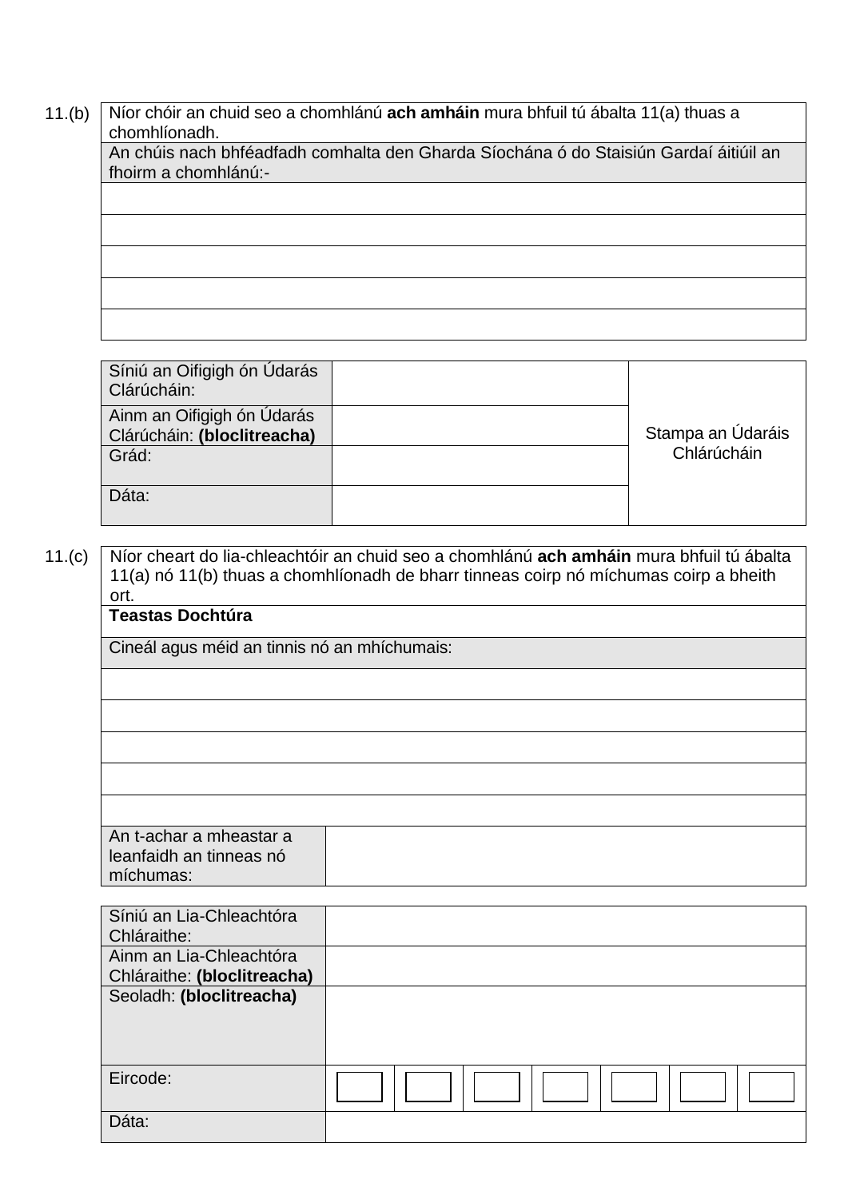**11.(b)**

| Níor chóir an chuid seo a chomhlánú **ach amháin** mura bhfuil tú ábalta 11(a) thuas a chomhlíonadh. |
|---|
| An chúis nach bhféadfadh comhalta den Gharda Síochána ó do Staisiún Gardaí áitiúil an fhoirm a chomhlánú:- |
| |
| |
| |
| |
| |

| | | |
|---|---|---|
| Síniú an Oifigigh ón Údarás Clárúcháin: | | Stampa an Údaráis Chlárúcháin |
| Ainm an Oifigigh ón Údarás Clárúcháin: **(bloclitreacha)** | | |
| Grád: | | |
| Dáta: | | |

**11.(c)**

| Níor cheart do lia-chleachtóir an chuid seo a chomhlánú **ach amháin** mura bhfuil tú ábalta 11(a) nó 11(b) thuas a chomhlíonadh de bharr tinneas coirp nó míchumas coirp a bheith ort. | |
|---|---|
| **Teastas Dochtúra** | |
| Cineál agus méid an tinnis nó an mhíchumais: | |
| | |
| | |
| | |
| | |
| | |
| An t-achar a mheastar a leanfaidh an tinneas nó míchumas: | |

| | | | | | | | |
|---|---|---|---|---|---|---|---|
| Síniú an Lia-Chleachtóra Chláraithe: | | | | | | | |
| Ainm an Lia-Chleachtóra Chláraithe: **(bloclitreacha)** | | | | | | | |
| Seoladh: **(bloclitreacha)** | | | | | | | |
| Eircode: | ☐ | ☐ | ☐ | ☐ | ☐ | ☐ | ☐ |
| Dáta: | | | | | | | |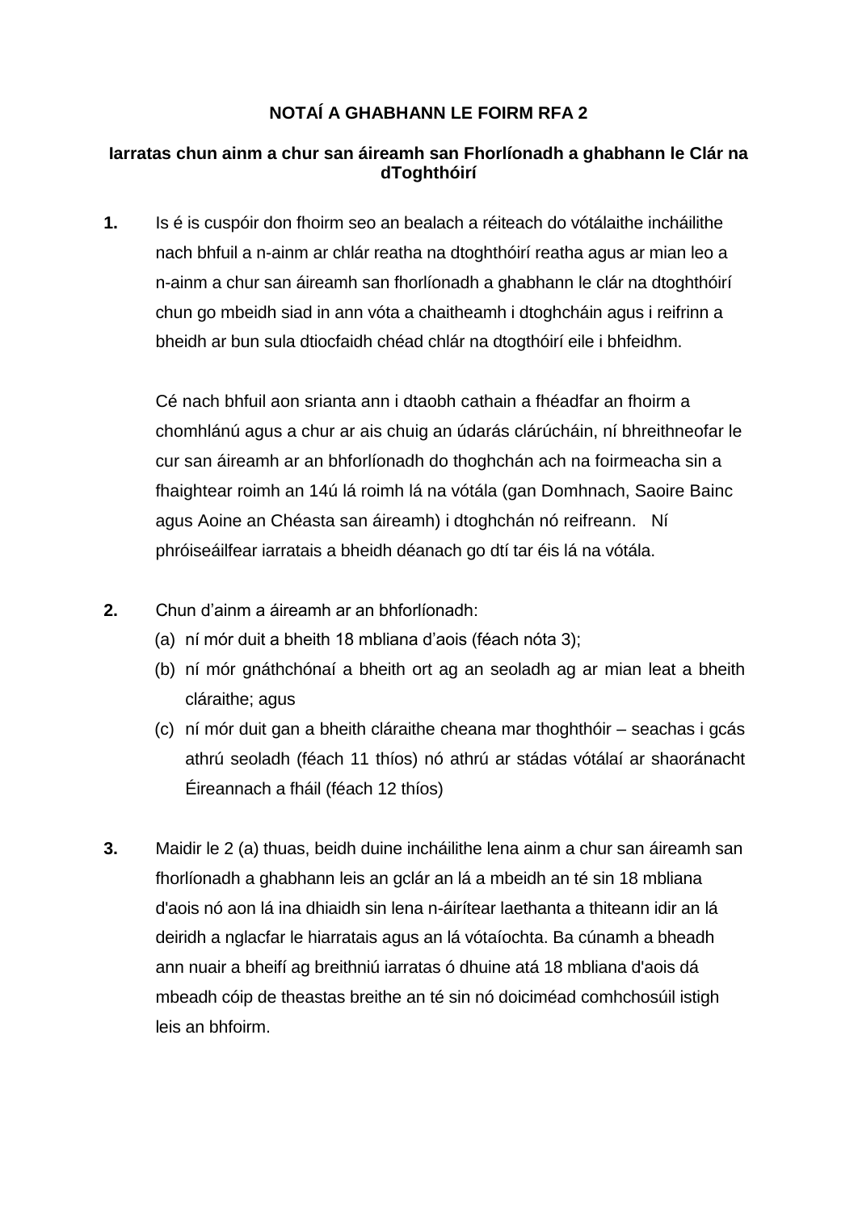**NOTAÍ A GHABHANN LE FOIRM RFA 2**

**Iarratas chun ainm a chur san áireamh san Fhorlíonadh a ghabhann le Clár na dToghthóirí**

**1.** Is é is cuspóir don fhoirm seo an bealach a réiteach do vótálaithe incháilithe nach bhfuil a n-ainm ar chlár reatha na dtoghthóirí reatha agus ar mian leo a n-ainm a chur san áireamh san fhorlíonadh a ghabhann le clár na dtoghthóirí chun go mbeidh siad in ann vóta a chaitheamh i dtoghcháin agus i reifrinn a bheidh ar bun sula dtiocfaidh chéad chlár na dtogthóirí eile i bhfeidhm.

Cé nach bhfuil aon srianta ann i dtaobh cathain a fhéadfar an fhoirm a chomhlánú agus a chur ar ais chuig an údarás clárúcháin, ní bhreithneofar le cur san áireamh ar an bhforlíonadh do thoghchán ach na foirmeacha sin a fhaightear roimh an 14ú lá roimh lá na vótála (gan Domhnach, Saoire Bainc agus Aoine an Chéasta san áireamh) i dtoghchán nó reifreann. Ní phróiseáilfear iarratais a bheidh déanach go dtí tar éis lá na vótála.

**2.** Chun d'ainm a áireamh ar an bhforlíonadh:

(a) ní mór duit a bheith 18 mbliana d'aois (féach nóta 3);

(b) ní mór gnáthchónaí a bheith ort ag an seoladh ag ar mian leat a bheith cláraithe; agus

(c) ní mór duit gan a bheith cláraithe cheana mar thoghthóir – seachas i gcás athrú seoladh (féach 11 thíos) nó athrú ar stádas vótálaí ar shaoránacht Éireannach a fháil (féach 12 thíos)

**3.** Maidir le 2 (a) thuas, beidh duine incháilithe lena ainm a chur san áireamh san fhorlíonadh a ghabhann leis an gclár an lá a mbeidh an té sin 18 mbliana d'aois nó aon lá ina dhiaidh sin lena n-áirítear laethanta a thiteann idir an lá deiridh a nglacfar le hiarratais agus an lá vótaíochta. Ba cúnamh a bheadh ann nuair a bheifí ag breithniú iarratas ó dhuine atá 18 mbliana d'aois dá mbeadh cóip de theastas breithe an té sin nó doiciméad comhchosúil istigh leis an bhfoirm.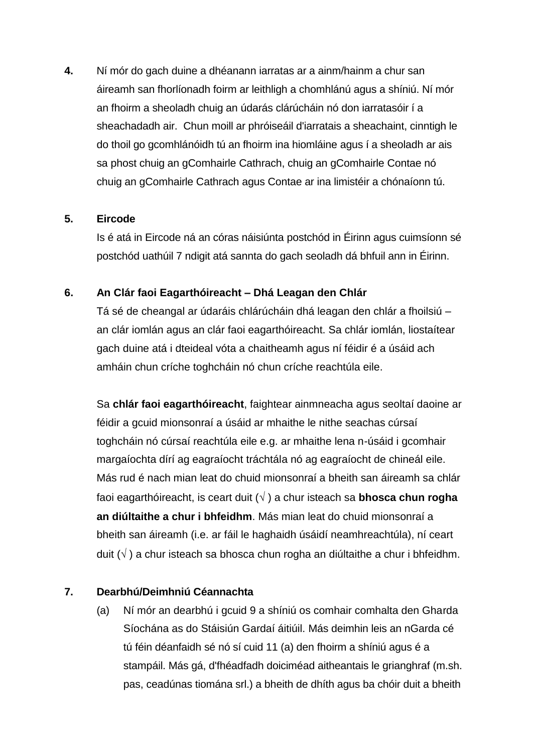**4.** Ní mór do gach duine a dhéanann iarratas ar a ainm/hainm a chur san áireamh san fhorlíonadh foirm ar leithligh a chomhlánú agus a shíniú. Ní mór an fhoirm a sheoladh chuig an údarás clárúcháin nó don iarratasóir í a sheachadadh air. Chun moill ar phróiseáil d'iarratais a sheachaint, cinntigh le do thoil go gcomhlánóidh tú an fhoirm ina hiomláine agus í a sheoladh ar ais sa phost chuig an gComhairle Cathrach, chuig an gComhairle Contae nó chuig an gComhairle Cathrach agus Contae ar ina limistéir a chónaíonn tú.

**5. Eircode**

Is é atá in Eircode ná an córas náisiúnta postchód in Éirinn agus cuimsíonn sé postchód uathúil 7 ndigit atá sannta do gach seoladh dá bhfuil ann in Éirinn.

**6. An Clár faoi Eagarthóireacht – Dhá Leagan den Chlár**

Tá sé de cheangal ar údaráis chlárúcháin dhá leagan den chlár a fhoilsiú – an clár iomlán agus an clár faoi eagarthóireacht. Sa chlár iomlán, liostaítear gach duine atá i dteideal vóta a chaitheamh agus ní féidir é a úsáid ach amháin chun críche toghcháin nó chun críche reachtúla eile.

Sa **chlár faoi eagarthóireacht**, faightear ainmneacha agus seoltaí daoine ar féidir a gcuid mionsonraí a úsáid ar mhaithe le nithe seachas cúrsaí toghcháin nó cúrsaí reachtúla eile e.g. ar mhaithe lena n-úsáid i gcomhair margaíochta dírí ag eagraíocht tráchtála nó ag eagraíocht de chineál eile. Más rud é nach mian leat do chuid mionsonraí a bheith san áireamh sa chlár faoi eagarthóireacht, is ceart duit (√ ) a chur isteach sa **bhosca chun rogha an diúltaithe a chur i bhfeidhm**. Más mian leat do chuid mionsonraí a bheith san áireamh (i.e. ar fáil le haghaidh úsáidí neamhreachtúla), ní ceart duit (√ ) a chur isteach sa bhosca chun rogha an diúltaithe a chur i bhfeidhm.

**7. Dearbhú/Deimhniú Céannachta**

(a) Ní mór an dearbhú i gcuid 9 a shíniú os comhair comhalta den Gharda Síochána as do Stáisiún Gardaí áitiúil. Más deimhin leis an nGarda cé tú féin déanfaidh sé nó sí cuid 11 (a) den fhoirm a shíniú agus é a stampáil. Más gá, d'fhéadfadh doiciméad aitheantais le grianghraf (m.sh. pas, ceadúnas tiomána srl.) a bheith de dhíth agus ba chóir duit a bheith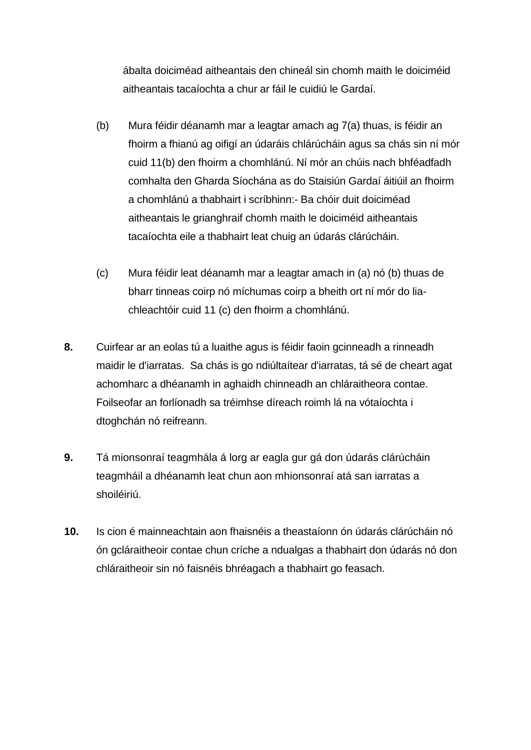ábalta doiciméad aitheantais den chineál sin chomh maith le doiciméid aitheantais tacaíochta a chur ar fáil le cuidiú le Gardaí.

(b) Mura féidir déanamh mar a leagtar amach ag 7(a) thuas, is féidir an fhoirm a fhianú ag oifigí an údaráis chlárúcháin agus sa chás sin ní mór cuid 11(b) den fhoirm a chomhlánú. Ní mór an chúis nach bhféadfadh comhalta den Gharda Síochána as do Staisiún Gardaí áitiúil an fhoirm a chomhlánú a thabhairt i scríbhinn:- Ba chóir duit doiciméad aitheantais le grianghraif chomh maith le doiciméid aitheantais tacaíochta eile a thabhairt leat chuig an údarás clárúcháin.

(c) Mura féidir leat déanamh mar a leagtar amach in (a) nó (b) thuas de bharr tinneas coirp nó míchumas coirp a bheith ort ní mór do lia-chleachtóir cuid 11 (c) den fhoirm a chomhlánú.

**8.** Cuirfear ar an eolas tú a luaithe agus is féidir faoin gcinneadh a rinneadh maidir le d'iarratas. Sa chás is go ndiúltaítear d'iarratas, tá sé de cheart agat achomharc a dhéanamh in aghaidh chinneadh an chláraitheora contae. Foilseofar an forlíonadh sa tréimhse díreach roimh lá na vótaíochta i dtoghchán nó reifreann.

**9.** Tá mionsonraí teagmhála á lorg ar eagla gur gá don údarás clárúcháin teagmháil a dhéanamh leat chun aon mhionsonraí atá san iarratas a shoiléiriú.

**10.** Is cion é mainneachtain aon fhaisnéis a theastaíonn ón údarás clárúcháin nó ón gcláraitheoir contae chun críche a ndualgas a thabhairt don údarás nó don chláraitheoir sin nó faisnéis bhréagach a thabhairt go feasach.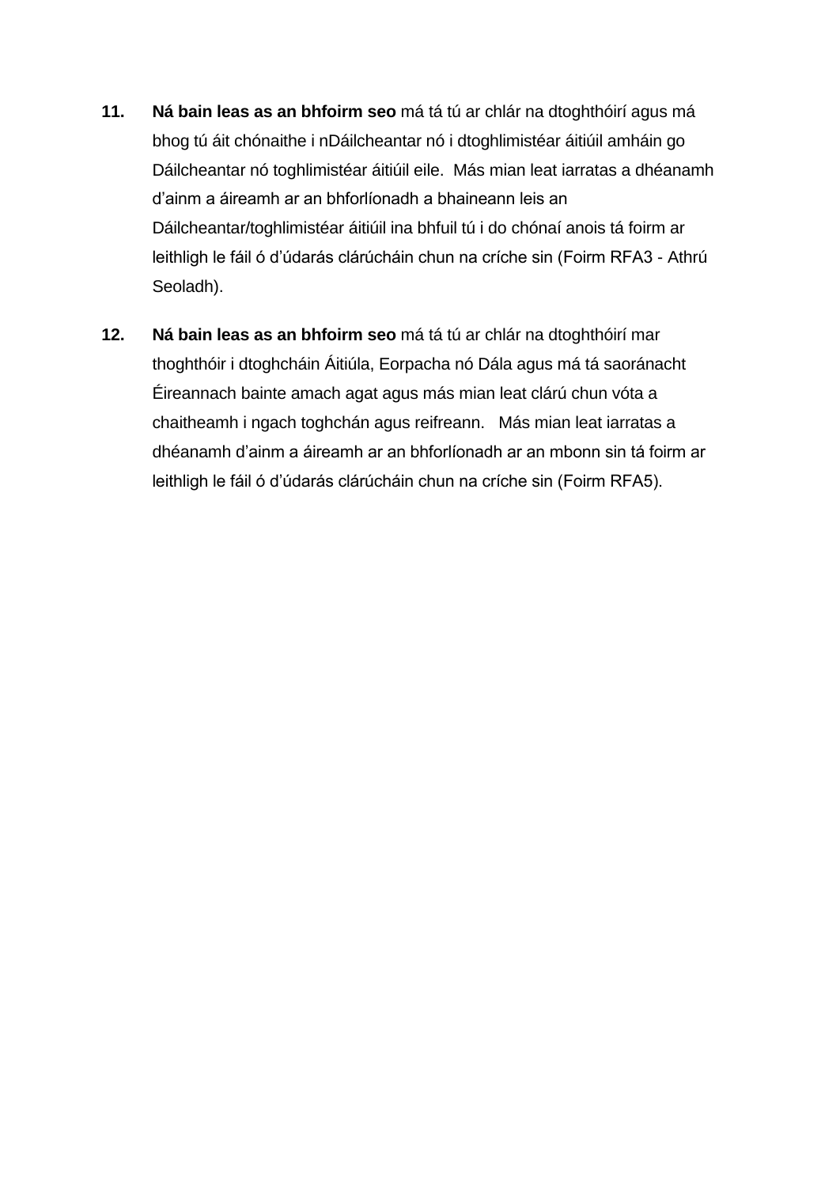11. **Ná bain leas as an bhfoirm seo** má tá tú ar chlár na dtoghthóirí agus má bhog tú áit chónaithe i nDáilcheantar nó i dtoghlimistéar áitiúil amháin go Dáilcheantar nó toghlimistéar áitiúil eile. Más mian leat iarratas a dhéanamh d'ainm a áireamh ar an bhforlíonadh a bhaineann leis an Dáilcheantar/toghlimistéar áitiúil ina bhfuil tú i do chónaí anois tá foirm ar leithligh le fáil ó d'údarás clárúcháin chun na críche sin (Foirm RFA3 - Athrú Seoladh).

12. **Ná bain leas as an bhfoirm seo** má tá tú ar chlár na dtoghthóirí mar thoghthóir i dtoghcháin Áitiúla, Eorpacha nó Dála agus má tá saoránacht Éireannach bainte amach agat agus más mian leat clárú chun vóta a chaitheamh i ngach toghchán agus reifreann. Más mian leat iarratas a dhéanamh d'ainm a áireamh ar an bhforlíonadh ar an mbonn sin tá foirm ar leithligh le fáil ó d'údarás clárúcháin chun na críche sin (Foirm RFA5).